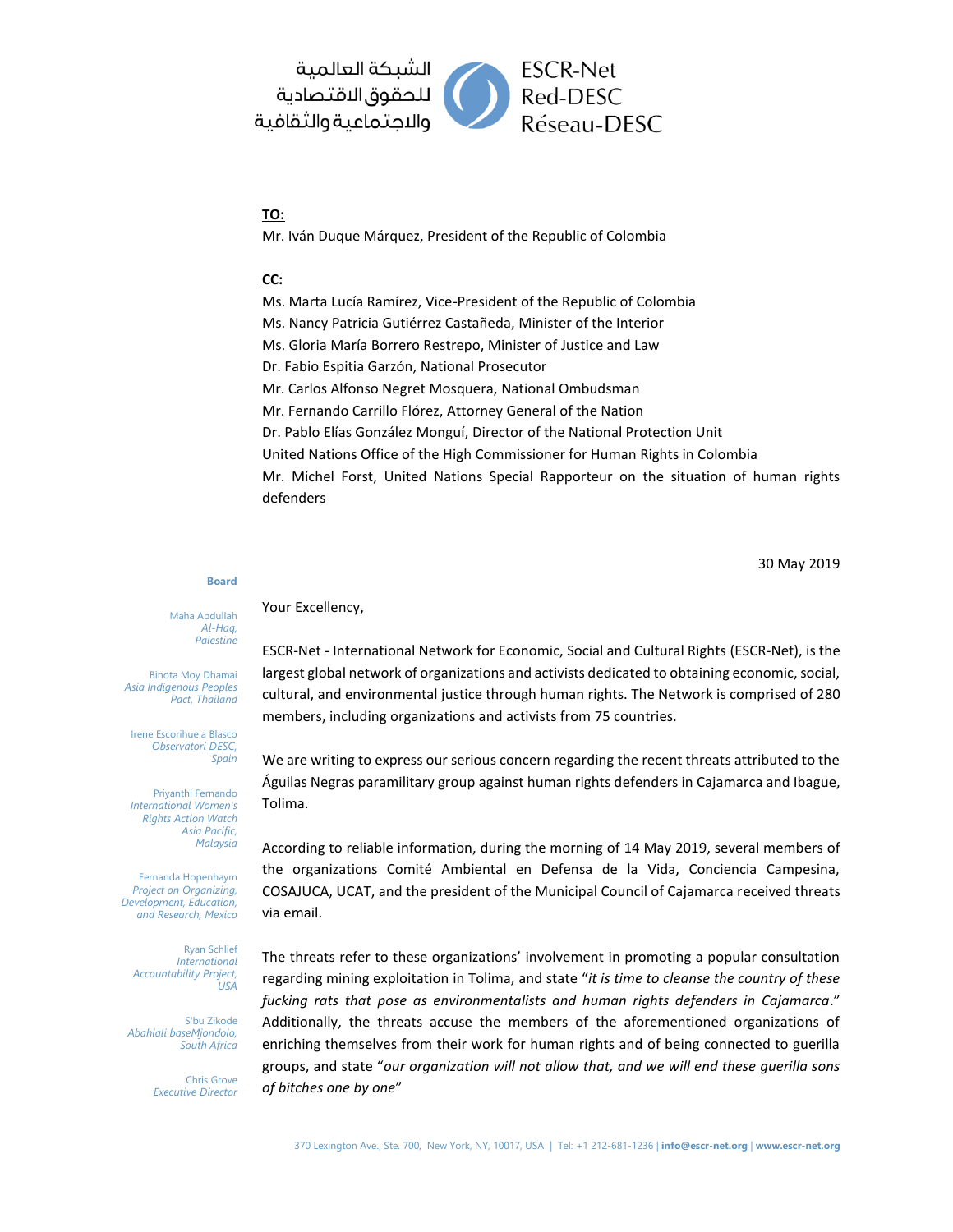الشبكة العالمية
للحقوق الاقتصادية
والاجتماعية والثقافية

ESCR-Net
Red-DESC
Réseau-DESC

**TO:**

Mr. Iván Duque Márquez, President of the Republic of Colombia

**CC:**

Ms. Marta Lucía Ramírez, Vice-President of the Republic of Colombia
Ms. Nancy Patricia Gutiérrez Castañeda, Minister of the Interior
Ms. Gloria María Borrero Restrepo, Minister of Justice and Law
Dr. Fabio Espitia Garzón, National Prosecutor
Mr. Carlos Alfonso Negret Mosquera, National Ombudsman
Mr. Fernando Carrillo Flórez, Attorney General of the Nation
Dr. Pablo Elías González Monguí, Director of the National Protection Unit
United Nations Office of the High Commissioner for Human Rights in Colombia
Mr. Michel Forst, United Nations Special Rapporteur on the situation of human rights defenders

30 May 2019

**Board**

Maha Abdullah
*Al-Haq, Palestine*

Binota Moy Dhamai
*Asia Indigenous Peoples Pact, Thailand*

Irene Escorihuela Blasco
*Observatori DESC, Spain*

Priyanthi Fernando
*International Women's Rights Action Watch Asia Pacific, Malaysia*

Fernanda Hopenhaym
*Project on Organizing, Development, Education, and Research, Mexico*

Ryan Schlief
*International Accountability Project, USA*

S'bu Zikode
*Abahlali baseMjondolo, South Africa*

Chris Grove
*Executive Director*

Your Excellency,

ESCR-Net - International Network for Economic, Social and Cultural Rights (ESCR-Net), is the largest global network of organizations and activists dedicated to obtaining economic, social, cultural, and environmental justice through human rights. The Network is comprised of 280 members, including organizations and activists from 75 countries.

We are writing to express our serious concern regarding the recent threats attributed to the Águilas Negras paramilitary group against human rights defenders in Cajamarca and Ibague, Tolima.

According to reliable information, during the morning of 14 May 2019, several members of the organizations Comité Ambiental en Defensa de la Vida, Conciencia Campesina, COSAJUCA, UCAT, and the president of the Municipal Council of Cajamarca received threats via email.

The threats refer to these organizations' involvement in promoting a popular consultation regarding mining exploitation in Tolima, and state "*it is time to cleanse the country of these fucking rats that pose as environmentalists and human rights defenders in Cajamarca*." Additionally, the threats accuse the members of the aforementioned organizations of enriching themselves from their work for human rights and of being connected to guerilla groups, and state "*our organization will not allow that, and we will end these guerilla sons of bitches one by one*"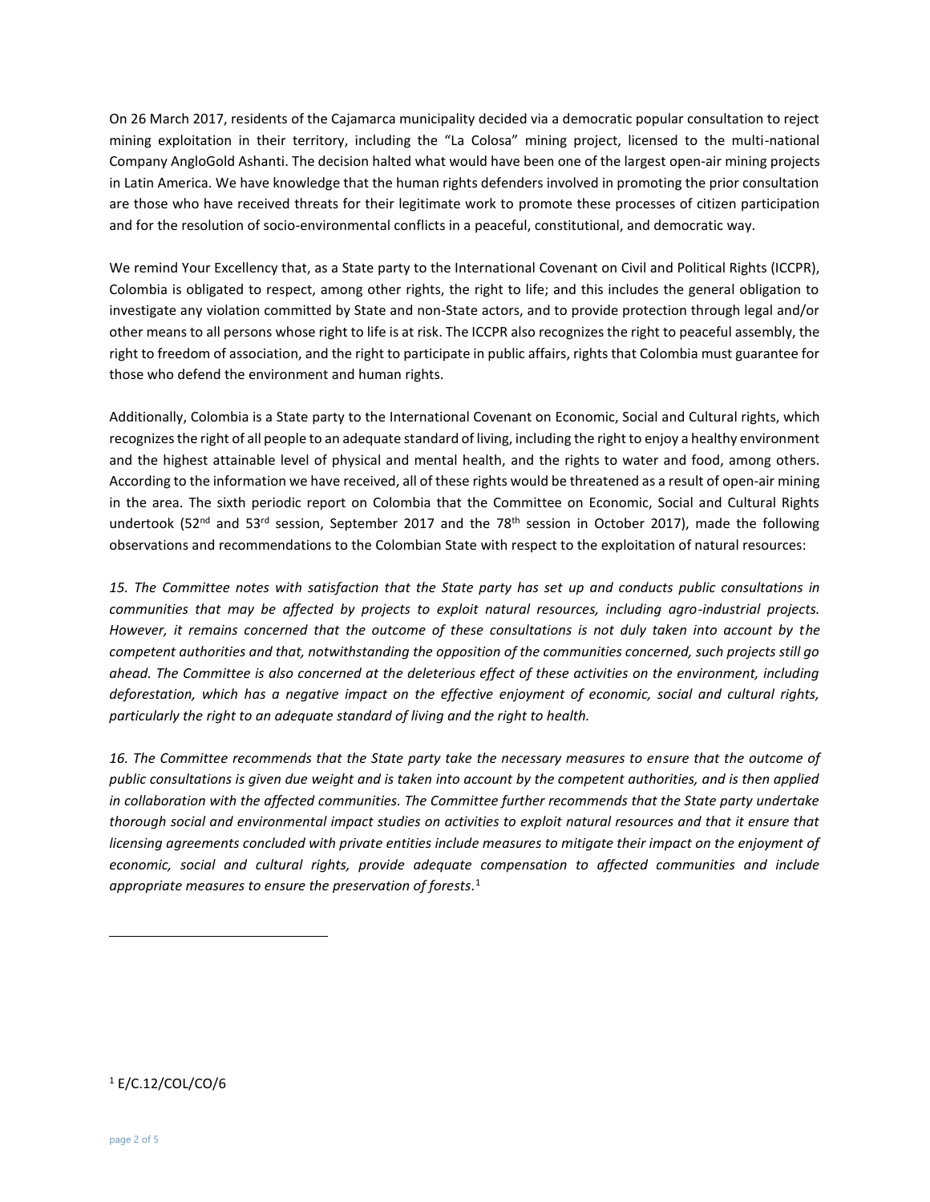On 26 March 2017, residents of the Cajamarca municipality decided via a democratic popular consultation to reject mining exploitation in their territory, including the "La Colosa" mining project, licensed to the multi-national Company AngloGold Ashanti. The decision halted what would have been one of the largest open-air mining projects in Latin America. We have knowledge that the human rights defenders involved in promoting the prior consultation are those who have received threats for their legitimate work to promote these processes of citizen participation and for the resolution of socio-environmental conflicts in a peaceful, constitutional, and democratic way.

We remind Your Excellency that, as a State party to the International Covenant on Civil and Political Rights (ICCPR), Colombia is obligated to respect, among other rights, the right to life; and this includes the general obligation to investigate any violation committed by State and non-State actors, and to provide protection through legal and/or other means to all persons whose right to life is at risk. The ICCPR also recognizes the right to peaceful assembly, the right to freedom of association, and the right to participate in public affairs, rights that Colombia must guarantee for those who defend the environment and human rights.

Additionally, Colombia is a State party to the International Covenant on Economic, Social and Cultural rights, which recognizes the right of all people to an adequate standard of living, including the right to enjoy a healthy environment and the highest attainable level of physical and mental health, and the rights to water and food, among others. According to the information we have received, all of these rights would be threatened as a result of open-air mining in the area. The sixth periodic report on Colombia that the Committee on Economic, Social and Cultural Rights undertook (52nd and 53rd session, September 2017 and the 78th session in October 2017), made the following observations and recommendations to the Colombian State with respect to the exploitation of natural resources:

*15. The Committee notes with satisfaction that the State party has set up and conducts public consultations in communities that may be affected by projects to exploit natural resources, including agro-industrial projects. However, it remains concerned that the outcome of these consultations is not duly taken into account by the competent authorities and that, notwithstanding the opposition of the communities concerned, such projects still go ahead. The Committee is also concerned at the deleterious effect of these activities on the environment, including deforestation, which has a negative impact on the effective enjoyment of economic, social and cultural rights, particularly the right to an adequate standard of living and the right to health.*

*16. The Committee recommends that the State party take the necessary measures to ensure that the outcome of public consultations is given due weight and is taken into account by the competent authorities, and is then applied in collaboration with the affected communities. The Committee further recommends that the State party undertake thorough social and environmental impact studies on activities to exploit natural resources and that it ensure that licensing agreements concluded with private entities include measures to mitigate their impact on the enjoyment of economic, social and cultural rights, provide adequate compensation to affected communities and include appropriate measures to ensure the preservation of forests.*[1]

[1] E/C.12/COL/CO/6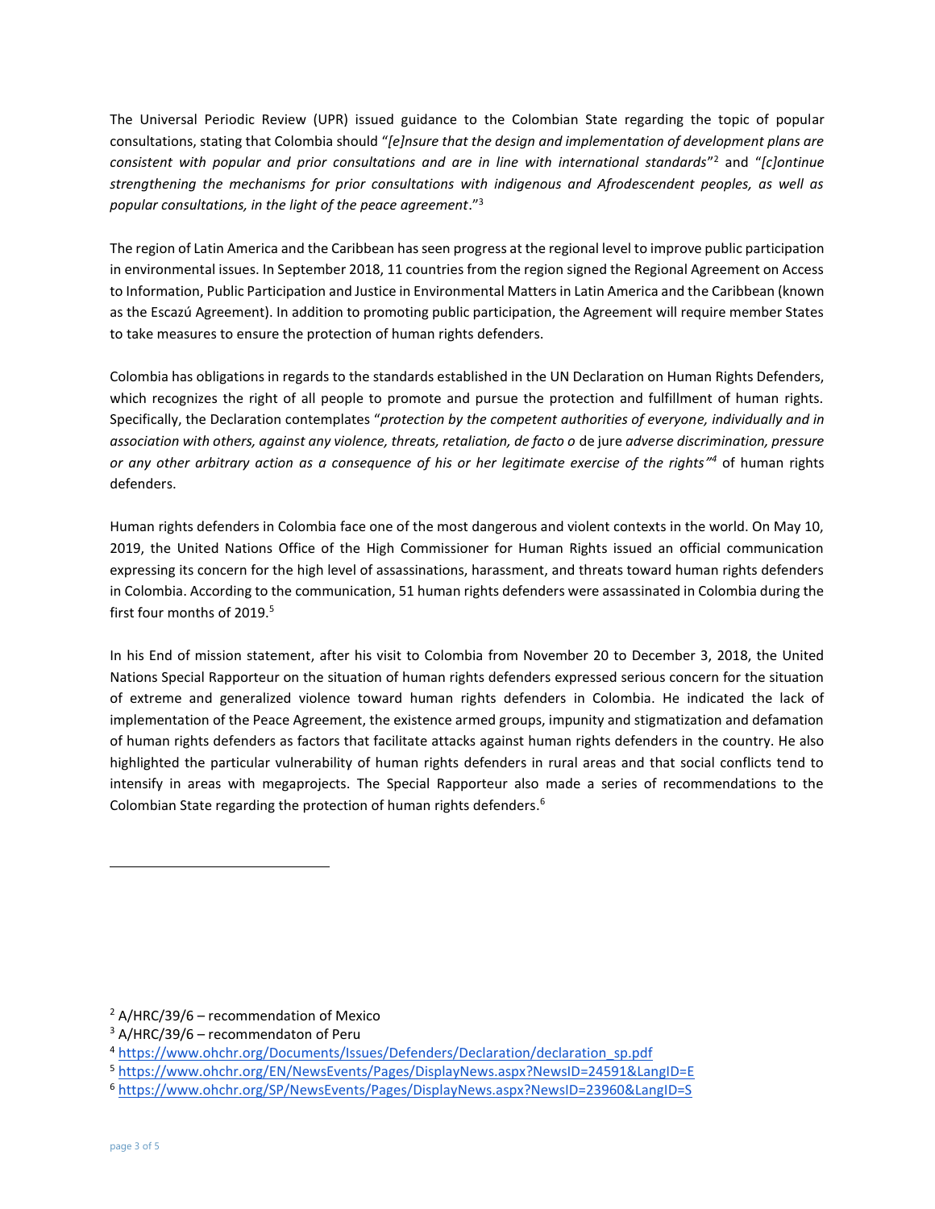The Universal Periodic Review (UPR) issued guidance to the Colombian State regarding the topic of popular consultations, stating that Colombia should "*[e]nsure that the design and implementation of development plans are consistent with popular and prior consultations and are in line with international standards*"[2] and "*[c]ontinue strengthening the mechanisms for prior consultations with indigenous and Afrodescendent peoples, as well as popular consultations, in the light of the peace agreement*."[3]

The region of Latin America and the Caribbean has seen progress at the regional level to improve public participation in environmental issues. In September 2018, 11 countries from the region signed the Regional Agreement on Access to Information, Public Participation and Justice in Environmental Matters in Latin America and the Caribbean (known as the Escazú Agreement). In addition to promoting public participation, the Agreement will require member States to take measures to ensure the protection of human rights defenders.

Colombia has obligations in regards to the standards established in the UN Declaration on Human Rights Defenders, which recognizes the right of all people to promote and pursue the protection and fulfillment of human rights. Specifically, the Declaration contemplates "*protection by the competent authorities of everyone, individually and in association with others, against any violence, threats, retaliation, de facto o* de jure *adverse discrimination, pressure or any other arbitrary action as a consequence of his or her legitimate exercise of the rights*"[4] of human rights defenders.

Human rights defenders in Colombia face one of the most dangerous and violent contexts in the world. On May 10, 2019, the United Nations Office of the High Commissioner for Human Rights issued an official communication expressing its concern for the high level of assassinations, harassment, and threats toward human rights defenders in Colombia. According to the communication, 51 human rights defenders were assassinated in Colombia during the first four months of 2019.[5]

In his End of mission statement, after his visit to Colombia from November 20 to December 3, 2018, the United Nations Special Rapporteur on the situation of human rights defenders expressed serious concern for the situation of extreme and generalized violence toward human rights defenders in Colombia. He indicated the lack of implementation of the Peace Agreement, the existence armed groups, impunity and stigmatization and defamation of human rights defenders as factors that facilitate attacks against human rights defenders in the country. He also highlighted the particular vulnerability of human rights defenders in rural areas and that social conflicts tend to intensify in areas with megaprojects. The Special Rapporteur also made a series of recommendations to the Colombian State regarding the protection of human rights defenders.[6]

---

[2] A/HRC/39/6 – recommendation of Mexico

[3] A/HRC/39/6 – recommendaton of Peru

[4] https://www.ohchr.org/Documents/Issues/Defenders/Declaration/declaration_sp.pdf

[5] https://www.ohchr.org/EN/NewsEvents/Pages/DisplayNews.aspx?NewsID=24591&LangID=E

[6] https://www.ohchr.org/SP/NewsEvents/Pages/DisplayNews.aspx?NewsID=23960&LangID=S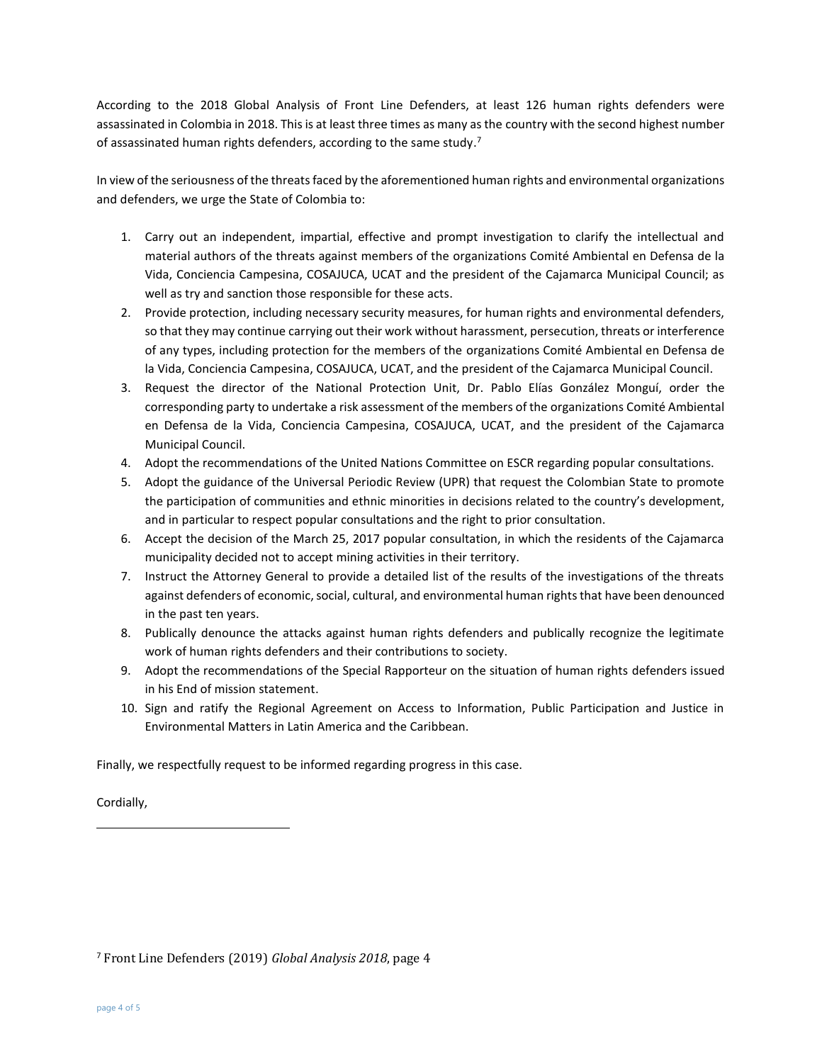According to the 2018 Global Analysis of Front Line Defenders, at least 126 human rights defenders were assassinated in Colombia in 2018. This is at least three times as many as the country with the second highest number of assassinated human rights defenders, according to the same study.[7]

In view of the seriousness of the threats faced by the aforementioned human rights and environmental organizations and defenders, we urge the State of Colombia to:

1. Carry out an independent, impartial, effective and prompt investigation to clarify the intellectual and material authors of the threats against members of the organizations Comité Ambiental en Defensa de la Vida, Conciencia Campesina, COSAJUCA, UCAT and the president of the Cajamarca Municipal Council; as well as try and sanction those responsible for these acts.
2. Provide protection, including necessary security measures, for human rights and environmental defenders, so that they may continue carrying out their work without harassment, persecution, threats or interference of any types, including protection for the members of the organizations Comité Ambiental en Defensa de la Vida, Conciencia Campesina, COSAJUCA, UCAT, and the president of the Cajamarca Municipal Council.
3. Request the director of the National Protection Unit, Dr. Pablo Elías González Monguí, order the corresponding party to undertake a risk assessment of the members of the organizations Comité Ambiental en Defensa de la Vida, Conciencia Campesina, COSAJUCA, UCAT, and the president of the Cajamarca Municipal Council.
4. Adopt the recommendations of the United Nations Committee on ESCR regarding popular consultations.
5. Adopt the guidance of the Universal Periodic Review (UPR) that request the Colombian State to promote the participation of communities and ethnic minorities in decisions related to the country's development, and in particular to respect popular consultations and the right to prior consultation.
6. Accept the decision of the March 25, 2017 popular consultation, in which the residents of the Cajamarca municipality decided not to accept mining activities in their territory.
7. Instruct the Attorney General to provide a detailed list of the results of the investigations of the threats against defenders of economic, social, cultural, and environmental human rights that have been denounced in the past ten years.
8. Publically denounce the attacks against human rights defenders and publically recognize the legitimate work of human rights defenders and their contributions to society.
9. Adopt the recommendations of the Special Rapporteur on the situation of human rights defenders issued in his End of mission statement.
10. Sign and ratify the Regional Agreement on Access to Information, Public Participation and Justice in Environmental Matters in Latin America and the Caribbean.

Finally, we respectfully request to be informed regarding progress in this case.

Cordially,

---

[7] Front Line Defenders (2019) *Global Analysis 2018*, page 4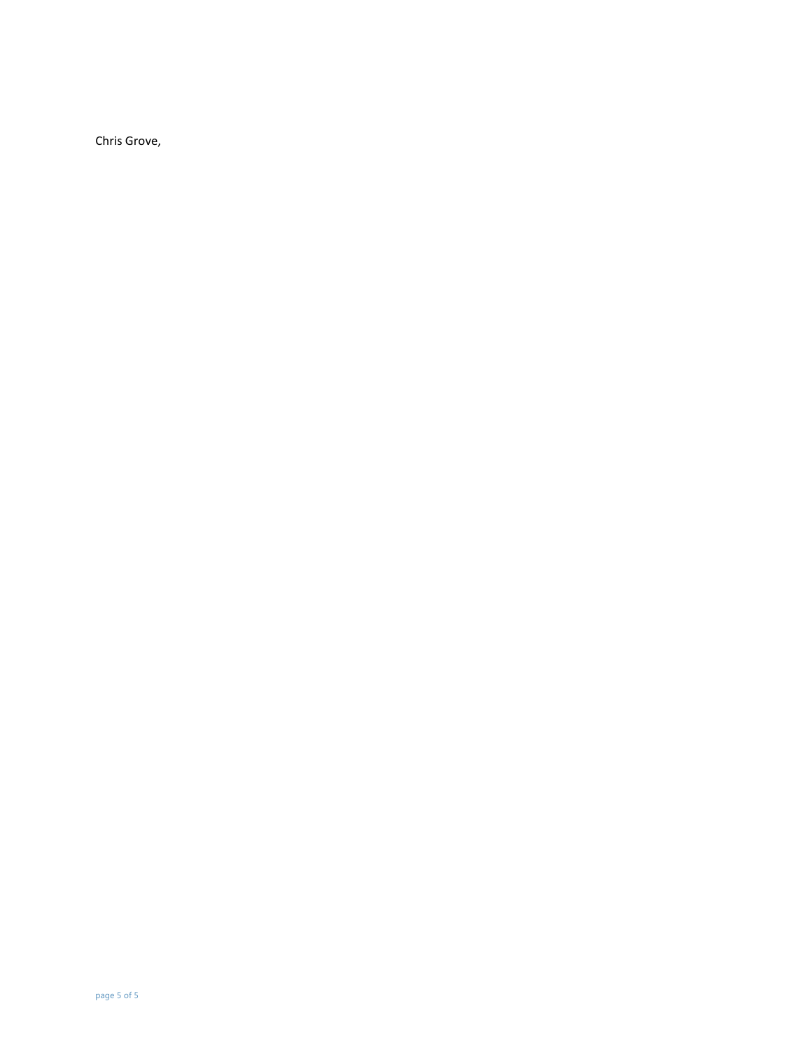Chris Grove,